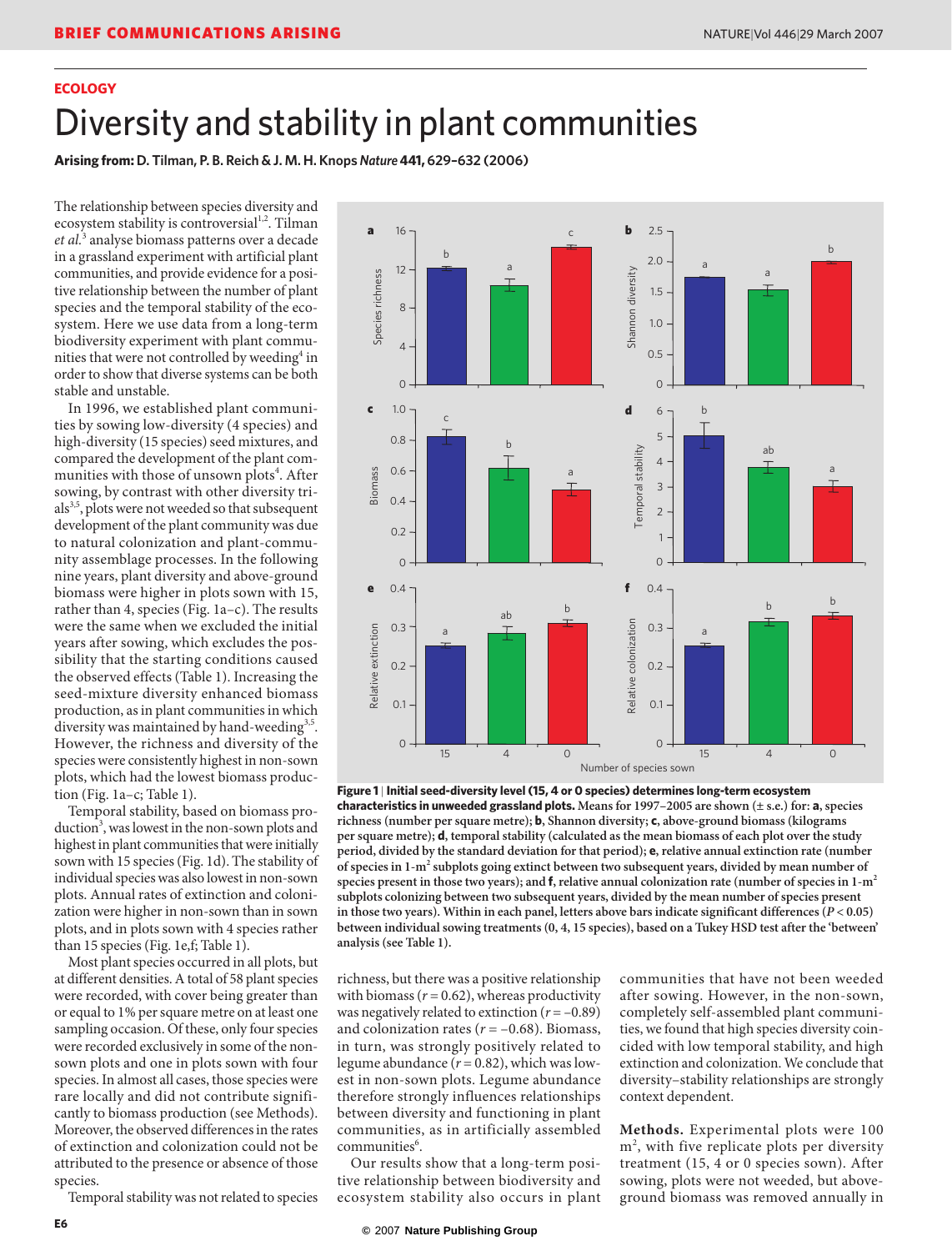## ECOLOGY

# Diversity and stability in plant communities

**Arising from:** D. Tilman, P. B. Reich & J. M. H. Knops *Nature* **441**, 629–632 (2006)

The relationship between species diversity and ecosystem stability is controversial[1,2]. Tilman *et al.*[3] analyse biomass patterns over a decade in a grassland experiment with artificial plant communities, and provide evidence for a positive relationship between the number of plant species and the temporal stability of the ecosystem. Here we use data from a long-term biodiversity experiment with plant communities that were not controlled by weeding[4] in order to show that diverse systems can be both stable and unstable.

In 1996, we established plant communities by sowing low-diversity (4 species) and high-diversity (15 species) seed mixtures, and compared the development of the plant communities with those of unsown plots[4]. After sowing, by contrast with other diversity trials[3,5], plots were not weeded so that subsequent development of the plant community was due to natural colonization and plant-community assemblage processes. In the following nine years, plant diversity and above-ground biomass were higher in plots sown with 15, rather than 4, species (Fig. 1a–c). The results were the same when we excluded the initial years after sowing, which excludes the possibility that the starting conditions caused the observed effects (Table 1). Increasing the seed-mixture diversity enhanced biomass production, as in plant communities in which diversity was maintained by hand-weeding[3,5]. However, the richness and diversity of the species were consistently highest in non-sown plots, which had the lowest biomass production (Fig. 1a–c; Table 1).

Temporal stability, based on biomass production[3], was lowest in the non-sown plots and highest in plant communities that were initially sown with 15 species (Fig. 1d). The stability of individual species was also lowest in non-sown plots. Annual rates of extinction and colonization were higher in non-sown than in sown plots, and in plots sown with 4 species rather than 15 species (Fig. 1e,f; Table 1).

Most plant species occurred in all plots, but at different densities. A total of 58 plant species were recorded, with cover being greater than or equal to 1% per square metre on at least one sampling occasion. Of these, only four species were recorded exclusively in some of the non-sown plots and one in plots sown with four species. In almost all cases, those species were rare locally and did not contribute significantly to biomass production (see Methods). Moreover, the observed differences in the rates of extinction and colonization could not be attributed to the presence or absence of those species.

Temporal stability was not related to species richness, but there was a positive relationship with biomass ($r = 0.62$), whereas productivity was negatively related to extinction ($r = -0.89$) and colonization rates ($r = -0.68$). Biomass, in turn, was strongly positively related to legume abundance ($r = 0.82$), which was lowest in non-sown plots. Legume abundance therefore strongly influences relationships between diversity and functioning in plant communities, as in artificially assembled communities[6].

Our results show that a long-term positive relationship between biodiversity and ecosystem stability also occurs in plant communities that have not been weeded after sowing. However, in the non-sown, completely self-assembled plant communities, we found that high species diversity coincided with low temporal stability, and high extinction and colonization. We conclude that diversity–stability relationships are strongly context dependent.

**Methods.** Experimental plots were 100 $m^2$, with five replicate plots per diversity treatment (15, 4 or 0 species sown). After sowing, plots were not weeded, but above-ground biomass was removed annually in

**Figure 1 | Initial seed-diversity level (15, 4 or 0 species) determines long-term ecosystem characteristics in unweeded grassland plots.** Means for 1997–2005 are shown (± s.e.) for: **a**, species richness (number per square metre); **b**, Shannon diversity; **c**, above-ground biomass (kilograms per square metre); **d**, temporal stability (calculated as the mean biomass of each plot over the study period, divided by the standard deviation for that period); **e**, relative annual extinction rate (number of species in 1-$m^2$ subplots going extinct between two subsequent years, divided by mean number of species present in those two years); and **f**, relative annual colonization rate (number of species in 1-$m^2$ subplots colonizing between two subsequent years, divided by the mean number of species present in those two years). Within in each panel, letters above bars indicate significant differences ($P < 0.05$) between individual sowing treatments (0, 4, 15 species), based on a Tukey HSD test after the 'between' analysis (see Table 1).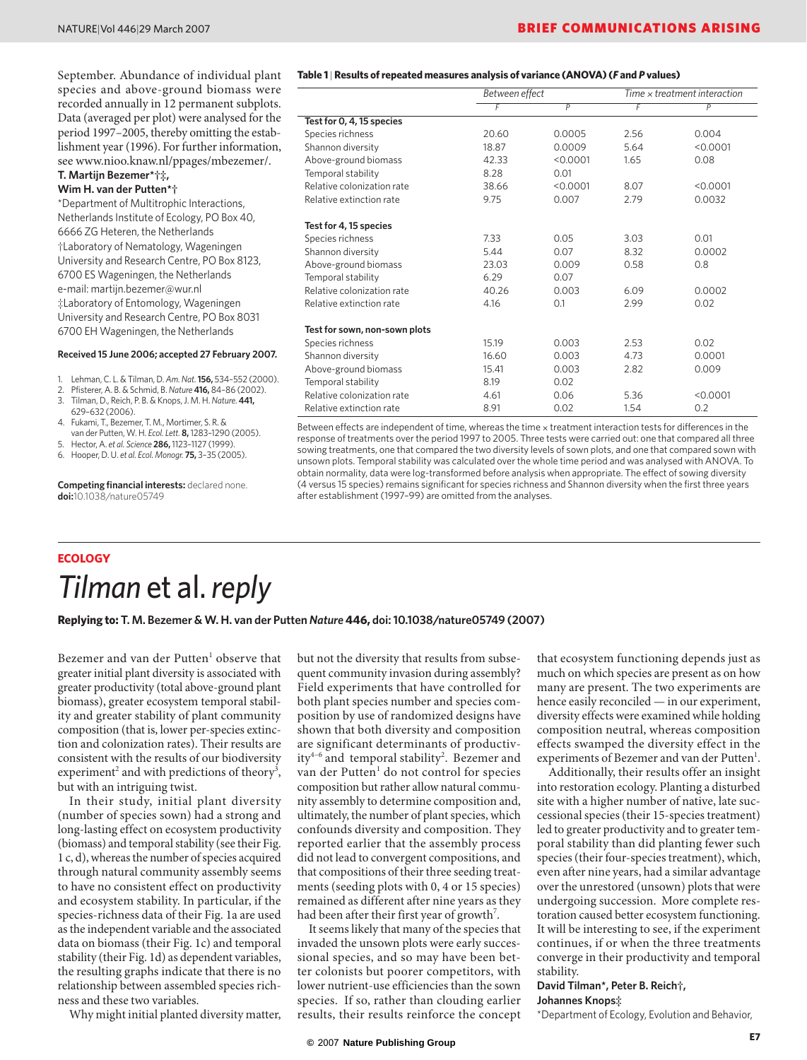September. Abundance of individual plant species and above-ground biomass were recorded annually in 12 permanent subplots. Data (averaged per plot) were analysed for the period 1997–2005, thereby omitting the establishment year (1996). For further information, see www.nioo.knaw.nl/ppages/mbezemer/.

**T. Martijn Bezemer*†‡, Wim H. van der Putten*†**

*Department of Multitrophic Interactions, Netherlands Institute of Ecology, PO Box 40, 6666 ZG Heteren, the Netherlands
†Laboratory of Nematology, Wageningen University and Research Centre, PO Box 8123, 6700 ES Wageningen, the Netherlands
e-mail: martijn.bezemer@wur.nl
‡Laboratory of Entomology, Wageningen University and Research Centre, PO Box 8031 6700 EH Wageningen, the Netherlands

**Received 15 June 2006; accepted 27 February 2007.**

1. Lehman, C. L. & Tilman, D. *Am. Nat.* **156,** 534–552 (2000).
2. Pfisterer, A. B. & Schmid, B. *Nature* **416,** 84–86 (2002).
3. Tilman, D., Reich, P. B. & Knops, J. M. H. *Nature.* **441,** 629–632 (2006).
4. Fukami, T., Bezemer, T. M., Mortimer, S. R. & van der Putten, W. H. *Ecol. Lett.* **8,** 1283–1290 (2005).
5. Hector, A. *et al. Science* **286,** 1123–1127 (1999).
6. Hooper, D. U. *et al. Ecol. Monogr.* **75,** 3–35 (2005).

**Competing financial interests:** declared none.
**doi:**10.1038/nature05749

**Table 1 | Results of repeated measures analysis of variance (ANOVA) (*F* and *P* values)**

| | Between effect | | Time × treatment interaction | |
|---|---|---|---|---|
| | *F* | *P* | *F* | *P* |
| **Test for 0, 4, 15 species** | | | | |
| Species richness | 20.60 | 0.0005 | 2.56 | 0.004 |
| Shannon diversity | 18.87 | 0.0009 | 5.64 | <0.0001 |
| Above-ground biomass | 42.33 | <0.0001 | 1.65 | 0.08 |
| Temporal stability | 8.28 | 0.01 | | |
| Relative colonization rate | 38.66 | <0.0001 | 8.07 | <0.0001 |
| Relative extinction rate | 9.75 | 0.007 | 2.79 | 0.0032 |
| **Test for 4, 15 species** | | | | |
| Species richness | 7.33 | 0.05 | 3.03 | 0.01 |
| Shannon diversity | 5.44 | 0.07 | 8.32 | 0.0002 |
| Above-ground biomass | 23.03 | 0.009 | 0.58 | 0.8 |
| Temporal stability | 6.29 | 0.07 | | |
| Relative colonization rate | 40.26 | 0.003 | 6.09 | 0.0002 |
| Relative extinction rate | 4.16 | 0.1 | 2.99 | 0.02 |
| **Test for sown, non-sown plots** | | | | |
| Species richness | 15.19 | 0.003 | 2.53 | 0.02 |
| Shannon diversity | 16.60 | 0.003 | 4.73 | 0.0001 |
| Above-ground biomass | 15.41 | 0.003 | 2.82 | 0.009 |
| Temporal stability | 8.19 | 0.02 | | |
| Relative colonization rate | 4.61 | 0.06 | 5.36 | <0.0001 |
| Relative extinction rate | 8.91 | 0.02 | 1.54 | 0.2 |

Between effects are independent of time, whereas the time × treatment interaction tests for differences in the response of treatments over the period 1997 to 2005. Three tests were carried out: one that compared all three sowing treatments, one that compared the two diversity levels of sown plots, and one that compared sown with unsown plots. Temporal stability was calculated over the whole time period and was analysed with ANOVA. To obtain normality, data were log-transformed before analysis when appropriate. The effect of sowing diversity (4 versus 15 species) remains significant for species richness and Shannon diversity when the first three years after establishment (1997–99) are omitted from the analyses.

---

**ECOLOGY**

# *Tilman* et al. *reply*

**Replying to: T. M. Bezemer & W. H. van der Putten *Nature* 446, doi: 10.1038/nature05749 (2007)**

Bezemer and van der Putten[1] observe that greater initial plant diversity is associated with greater productivity (total above-ground plant biomass), greater ecosystem temporal stability and greater stability of plant community composition (that is, lower per-species extinction and colonization rates). Their results are consistent with the results of our biodiversity experiment[2] and with predictions of theory[3], but with an intriguing twist.

In their study, initial plant diversity (number of species sown) had a strong and long-lasting effect on ecosystem productivity (biomass) and temporal stability (see their Fig. 1c, d), whereas the number of species acquired through natural community assembly seems to have no consistent effect on productivity and ecosystem stability. In particular, if the species-richness data of their Fig. 1a are used as the independent variable and the associated data on biomass (their Fig. 1c) and temporal stability (their Fig. 1d) as dependent variables, the resulting graphs indicate that there is no relationship between assembled species richness and these two variables.

Why might initial planted diversity matter, but not the diversity that results from subsequent community invasion during assembly? Field experiments that have controlled for both plant species number and species composition by use of randomized designs have shown that both diversity and composition are significant determinants of productivity[4–6] and temporal stability[2]. Bezemer and van der Putten[1] do not control for species composition but rather allow natural community assembly to determine composition and, ultimately, the number of plant species, which confounds diversity and composition. They reported earlier that the assembly process did not lead to convergent compositions, and that compositions of their three seeding treatments (seeding plots with 0, 4 or 15 species) remained as different after nine years as they had been after their first year of growth[7].

It seems likely that many of the species that invaded the unsown plots were early successional species, and so may have been better colonists but poorer competitors, with lower nutrient-use efficiencies than the sown species. If so, rather than clouding earlier results, their results reinforce the concept that ecosystem functioning depends just as much on which species are present as on how many are present. The two experiments are hence easily reconciled — in our experiment, diversity effects were examined while holding composition neutral, whereas composition effects swamped the diversity effect in the experiments of Bezemer and van der Putten[1].

Additionally, their results offer an insight into restoration ecology. Planting a disturbed site with a higher number of native, late successional species (their 15-species treatment) led to greater productivity and to greater temporal stability than did planting fewer such species (their four-species treatment), which, even after nine years, had a similar advantage over the unrestored (unsown) plots that were undergoing succession. More complete restoration caused better ecosystem functioning. It will be interesting to see, if the experiment continues, if or when the three treatments converge in their productivity and temporal stability.

**David Tilman*, Peter B. Reich†, Johannes Knops‡**

*Department of Ecology, Evolution and Behavior,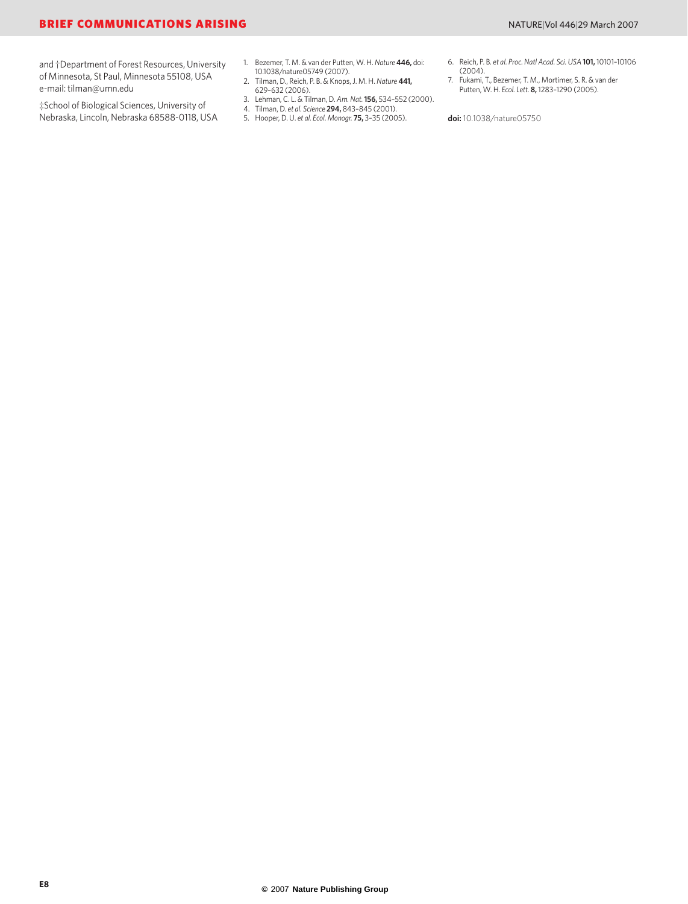and †Department of Forest Resources, University of Minnesota, St Paul, Minnesota 55108, USA
e-mail: tilman@umn.edu

‡School of Biological Sciences, University of Nebraska, Lincoln, Nebraska 68588-0118, USA

1. Bezemer, T. M. & van der Putten, W. H. *Nature* **446,** doi: 10.1038/nature05749 (2007).
2. Tilman, D., Reich, P. B. & Knops, J. M. H. *Nature* **441,** 629–632 (2006).
3. Lehman, C. L. & Tilman, D. *Am. Nat.* **156,** 534–552 (2000).
4. Tilman, D. *et al. Science* **294,** 843–845 (2001).
5. Hooper, D. U. *et al. Ecol. Monogr.* **75,** 3–35 (2005).
6. Reich, P. B. *et al. Proc. Natl Acad. Sci. USA* **101,** 10101–10106 (2004).
7. Fukami, T., Bezemer, T. M., Mortimer, S. R. & van der Putten, W. H. *Ecol. Lett.* **8,** 1283–1290 (2005).

**doi:** 10.1038/nature05750